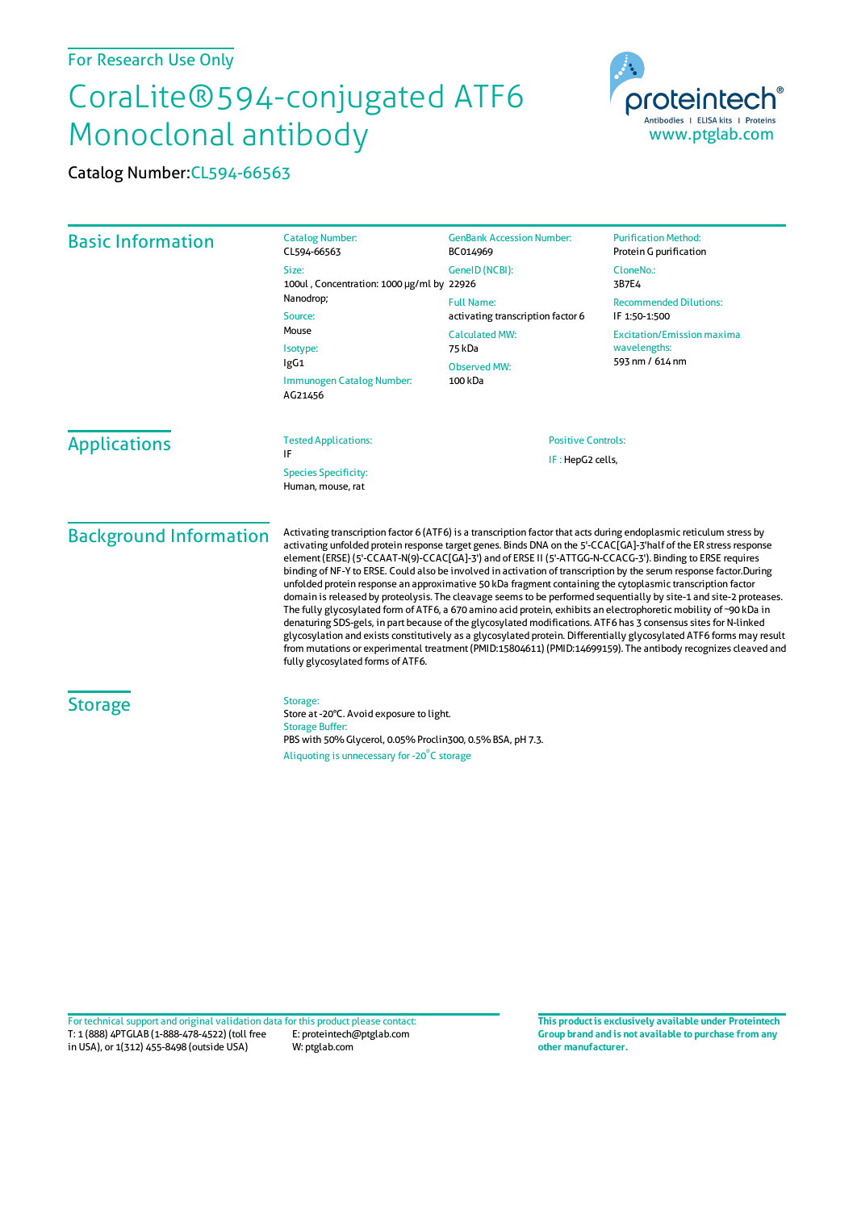For Research Use Only

# CoraLite®594-conjugated ATF6 Monoclonal antibody

Catalog Number: CL594-66563

proteintech® Antibodies | ELISA kits | Proteins www.ptglab.com

## Basic Information

**Catalog Number:** CL594-66563

**Size:** 100ul , Concentration: 1000 μg/ml by Nanodrop;

**Source:** Mouse

**Isotype:** IgG1

**Immunogen Catalog Number:** AG21456

**GenBank Accession Number:** BC014969

**GeneID (NCBI):** 22926

**Full Name:** activating transcription factor 6

**Calculated MW:** 75 kDa

**Observed MW:** 100 kDa

**Purification Method:** Protein G purification

**CloneNo.:** 3B7E4

**Recommended Dilutions:** IF 1:50-1:500

**Excitation/Emission maxima wavelengths:** 593 nm / 614 nm

## Applications

**Tested Applications:** IF

**Species Specificity:** Human, mouse, rat

**Positive Controls:** IF : HepG2 cells,

## Background Information

Activating transcription factor 6 (ATF6) is a transcription factor that acts during endoplasmic reticulum stress by activating unfolded protein response target genes. Binds DNA on the 5'-CCAC[GA]-3'half of the ER stress response element (ERSE) (5'-CCAAT-N(9)-CCAC[GA]-3') and of ERSE II (5'-ATTGG-N-CCACG-3'). Binding to ERSE requires binding of NF-Y to ERSE. Could also be involved in activation of transcription by the serum response factor.During unfolded protein response an approximative 50 kDa fragment containing the cytoplasmic transcription factor domain is released by proteolysis. The cleavage seems to be performed sequentially by site-1 and site-2 proteases. The fully glycosylated form of ATF6, a 670 amino acid protein, exhibits an electrophoretic mobility of ~90 kDa in denaturing SDS-gels, in part because of the glycosylated modifications. ATF6 has 3 consensus sites for N-linked glycosylation and exists constitutively as a glycosylated protein. Differentially glycosylated ATF6 forms may result from mutations or experimental treatment (PMID:15804611) (PMID:14699159). The antibody recognizes cleaved and fully glycosylated forms of ATF6.

## Storage

**Storage:**
Store at -20°C. Avoid exposure to light.

**Storage Buffer:**
PBS with 50% Glycerol, 0.05% Proclin300, 0.5% BSA, pH 7.3.

Aliquoting is unnecessary for -20°C storage

For technical support and original validation data for this product please contact:
T: 1 (888) 4PTGLAB (1-888-478-4522) (toll free in USA), or 1(312) 455-8498 (outside USA)
E: proteintech@ptglab.com
W: ptglab.com

**This product is exclusively available under Proteintech Group brand and is not available to purchase from any other manufacturer.**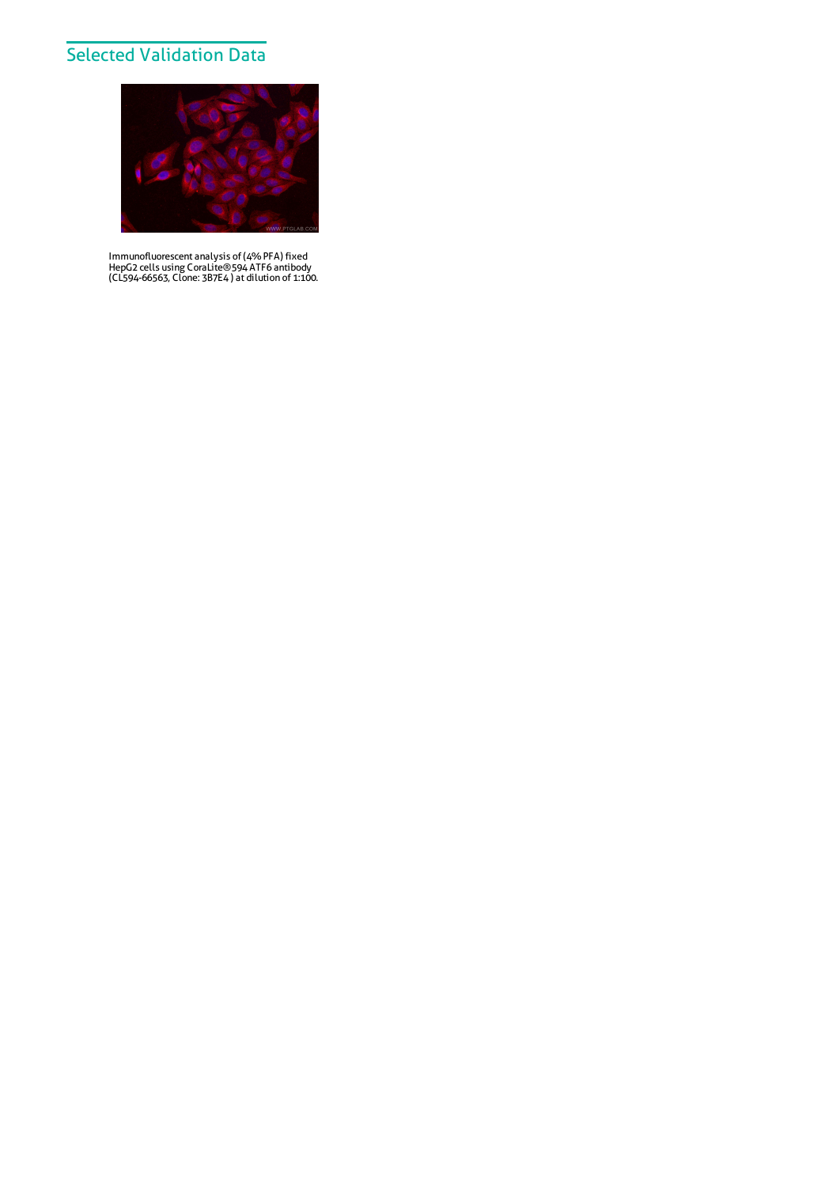## Selected Validation Data

Immunofluorescent analysis of (4% PFA) fixed HepG2 cells using CoraLite®594 ATF6 antibody (CL594-66563, Clone: 3B7E4 ) at dilution of 1:100.